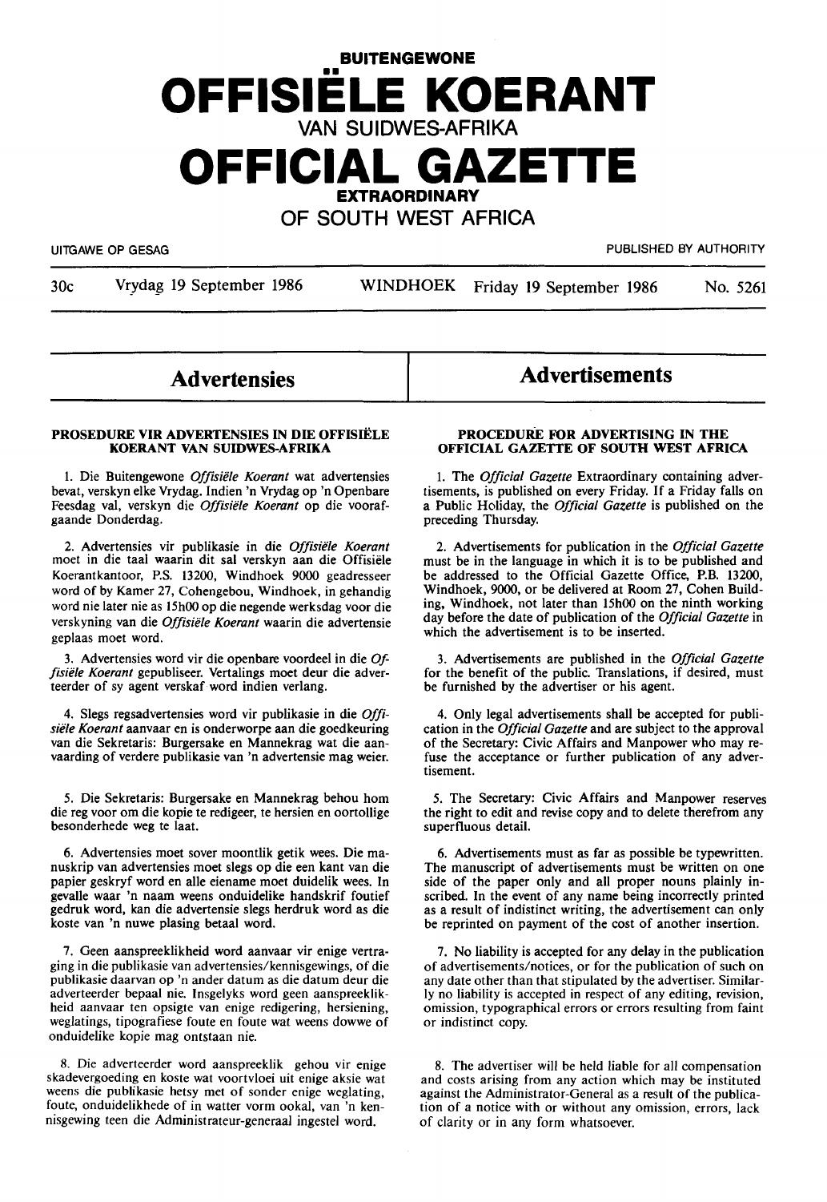**BUITENGEWONE**

# OFFISIËLE KOERANT

VAN SUIDWES-AFRIKA

# OFFICIAL GAZETTE

**EXTRAORDINARY**

OF SOUTH WEST AFRICA

UITGAWE OP GESAG — PUBLISHED BY AUTHORITY

30c — Vrydag 19 September 1986 — WINDHOEK — Friday 19 September 1986 — No. 5261

## Advertensies

### PROSEDURE VIR ADVERTENSIES IN DIE OFFISIËLE KOERANT VAN SUIDWES-AFRIKA

1. Die Buitengewone *Offisiële Koerant* wat advertensies bevat, verskyn elke Vrydag. Indien 'n Vrydag op 'n Openbare Feesdag val, verskyn die *Offisiële Koerant* op die voorafgaande Donderdag.

2. Advertensies vir publikasie in die *Offisiële Koerant* moet in die taal waarin dit sal verskyn aan die Offisiële Koerantkantoor, P.S. 13200, Windhoek 9000 geadresseer word of by Kamer 27, Cohengebou, Windhoek, in gehandig word nie later nie as 15h00 op die negende werksdag voor die verskyning van die *Offisiële Koerant* waarin die advertensie geplaas moet word.

3. Advertensies word vir die openbare voordeel in die *Offisiële Koerant* gepubliseer. Vertalings moet deur die adverteerder of sy agent verskaf word indien verlang.

4. Slegs regsadvertensies word vir publikasie in die *Offisiële Koerant* aanvaar en is onderworpe aan die goedkeuring van die Sekretaris: Burgersake en Mannekrag wat die aanvaarding of verdere publikasie van 'n advertensie mag weier.

5. Die Sekretaris: Burgersake en Mannekrag behou hom die reg voor om die kopie te redigeer, te hersien en oortollige besonderhede weg te laat.

6. Advertensies moet sover moontlik getik wees. Die manuskrip van advertensies moet slegs op die een kant van die papier geskryf word en alle eiename moet duidelik wees. In gevalle waar 'n naam weens onduidelike handskrif foutief gedruk word, kan die advertensie slegs herdruk word as die koste van 'n nuwe plasing betaal word.

7. Geen aanspreeklikheid word aanvaar vir enige vertraging in die publikasie van advertensies/kennisgewings, of die publikasie daarvan op 'n ander datum as die datum deur die adverteerder bepaal nie. Insgelyks word geen aanspreeklikheid aanvaar ten opsigte van enige redigering, hersiening, weglatings, tipografiese foute en foute wat weens dowwe of onduidelike kopie mag ontstaan nie.

8. Die adverteerder word aanspreeklik gehou vir enige skadevergoeding en koste wat voortvloei uit enige aksie wat weens die publikasie hetsy met of sonder enige weglating, foute, onduidelikhede of in watter vorm ookal, van 'n kennisgewing teen die Administrateur-generaal ingestel word.

## Advertisements

### PROCEDURE FOR ADVERTISING IN THE OFFICIAL GAZETTE OF SOUTH WEST AFRICA

1. The *Official Gazette* Extraordinary containing advertisements, is published on every Friday. If a Friday falls on a Public Holiday, the *Official Gazette* is published on the preceding Thursday.

2. Advertisements for publication in the *Official Gazette* must be in the language in which it is to be published and be addressed to the Official Gazette Office, P.B. 13200, Windhoek, 9000, or be delivered at Room 27, Cohen Building, Windhoek, not later than 15h00 on the ninth working day before the date of publication of the *Official Gazette* in which the advertisement is to be inserted.

3. Advertisements are published in the *Official Gazette* for the benefit of the public. Translations, if desired, must be furnished by the advertiser or his agent.

4. Only legal advertisements shall be accepted for publication in the *Official Gazette* and are subject to the approval of the Secretary: Civic Affairs and Manpower who may refuse the acceptance or further publication of any advertisement.

5. The Secretary: Civic Affairs and Manpower reserves the right to edit and revise copy and to delete therefrom any superfluous detail.

6. Advertisements must as far as possible be typewritten. The manuscript of advertisements must be written on one side of the paper only and all proper nouns plainly inscribed. In the event of any name being incorrectly printed as a result of indistinct writing, the advertisement can only be reprinted on payment of the cost of another insertion.

7. No liability is accepted for any delay in the publication of advertisements/notices, or for the publication of such on any date other than that stipulated by the advertiser. Similarly no liability is accepted in respect of any editing, revision, omission, typographical errors or errors resulting from faint or indistinct copy.

8. The advertiser will be held liable for all compensation and costs arising from any action which may be instituted against the Administrator-General as a result of the publication of a notice with or without any omission, errors, lack of clarity or in any form whatsoever.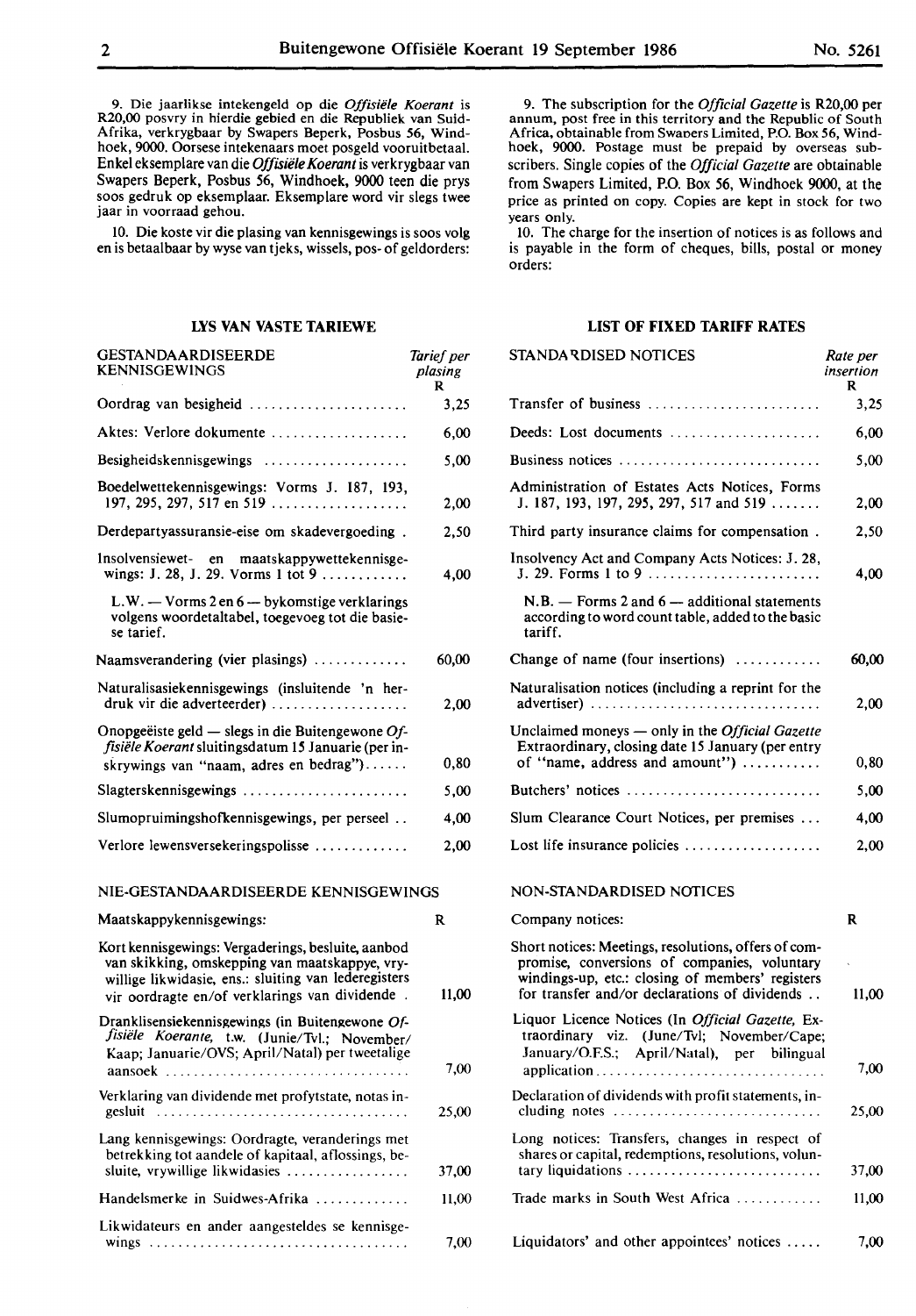9. Die jaarlikse intekengeld op die *Offisiële Koerant* is R20,00 posvry in hierdie gebied en die Republiek van Suid-Afrika, verkrygbaar by Swapers Beperk, Posbus 56, Windhoek, 9000. Oorsese intekenaars moet posgeld vooruitbetaal. Enkel eksemplare van die *Offisiële Koerant* is verkrygbaar van Swapers Beperk, Posbus 56, Windhoek, 9000 teen die prys soos gedruk op eksemplaar. Eksemplare word vir slegs twee jaar in voorraad gehou.

10. Die koste vir die plasing van kennisgewings is soos volg en is betaalbaar by wyse van tjeks, wissels, pos- of geldorders:

## LYS VAN VASTE TARIEWE

| GESTANDAARDISEERDE KENNISGEWINGS | Tarief per plasing R |
|---|---|
| Oordrag van besigheid | 3,25 |
| Aktes: Verlore dokumente | 6,00 |
| Besigheidskennisgewings | 5,00 |
| Boedelwettekennisgewings: Vorms J. 187, 193, 197, 295, 297, 517 en 519 | 2,00 |
| Derdepartyassuransie-eise om skadevergoeding | 2,50 |
| Insolvensiewet- en maatskappywettekennisgewings: J. 28, J. 29. Vorms 1 tot 9 | 4,00 |
| L.W. — Vorms 2 en 6 — bykomstige verklarings volgens woordetaltabel, toegevoeg tot die basiese tarief. | |
| Naamsverandering (vier plasings) | 60,00 |
| Naturalisasiekennisgewings (insluitende 'n herdruk vir die adverteerder) | 2,00 |
| Onopgeëiste geld — slegs in die Buitengewone *Offisiële Koerant* sluitingsdatum 15 Januarie (per inskrywings van "naam, adres en bedrag") | 0,80 |
| Slagterskennisgewings | 5,00 |
| Slumopruimingshofkennisgewings, per perseel | 4,00 |
| Verlore lewensversekeringspolisse | 2,00 |

### NIE-GESTANDAARDISEERDE KENNISGEWINGS

| Maatskappykennisgewings: | R |
|---|---|
| Kort kennisgewings: Vergaderings, besluite, aanbod van skikking, omskepping van maatskappye, vrywillige likwidasie, ens.: sluiting van lederegisters vir oordragte en/of verklarings van dividende | 11,00 |
| Dranklisensiekennisgewings (in Buitengewone *Offisiële Koerante*, t.w. (Junie/Tvl.; November/Kaap; Januarie/OVS; April/Natal) per tweetalige aansoek | 7,00 |
| Verklaring van dividende met profytstate, notas ingesluit | 25,00 |
| Lang kennisgewings: Oordragte, veranderings met betrekking tot aandele of kapitaal, aflossings, besluite, vrywillige likwidasies | 37,00 |
| Handelsmerke in Suidwes-Afrika | 11,00 |
| Likwidateurs en ander aangesteldes se kennisgewings | 7,00 |

9. The subscription for the *Official Gazette* is R20,00 per annum, post free in this territory and the Republic of South Africa, obtainable from Swapers Limited, P.O. Box 56, Windhoek, 9000. Postage must be prepaid by overseas subscribers. Single copies of the *Official Gazette* are obtainable from Swapers Limited, P.O. Box 56, Windhoek 9000, at the price as printed on copy. Copies are kept in stock for two years only.

10. The charge for the insertion of notices is as follows and is payable in the form of cheques, bills, postal or money orders:

## LIST OF FIXED TARIFF RATES

| STANDARDISED NOTICES | Rate per insertion R |
|---|---|
| Transfer of business | 3,25 |
| Deeds: Lost documents | 6,00 |
| Business notices | 5,00 |
| Administration of Estates Acts Notices, Forms J. 187, 193, 197, 295, 297, 517 and 519 | 2,00 |
| Third party insurance claims for compensation | 2,50 |
| Insolvency Act and Company Acts Notices: J. 28, J. 29. Forms 1 to 9 | 4,00 |
| N.B. — Forms 2 and 6 — additional statements according to word count table, added to the basic tariff. | |
| Change of name (four insertions) | 60,00 |
| Naturalisation notices (including a reprint for the advertiser) | 2,00 |
| Unclaimed moneys — only in the *Official Gazette* Extraordinary, closing date 15 January (per entry of "name, address and amount") | 0,80 |
| Butchers' notices | 5,00 |
| Slum Clearance Court Notices, per premises | 4,00 |
| Lost life insurance policies | 2,00 |

### NON-STANDARDISED NOTICES

| Company notices: | R |
|---|---|
| Short notices: Meetings, resolutions, offers of compromise, conversions of companies, voluntary windings-up, etc.: closing of members' registers for transfer and/or declarations of dividends | 11,00 |
| Liquor Licence Notices (In *Official Gazette*, Extraordinary viz. (June/Tvl; November/Cape; January/O.F.S.; April/Natal), per bilingual application | 7,00 |
| Declaration of dividends with profit statements, including notes | 25,00 |
| Long notices: Transfers, changes in respect of shares or capital, redemptions, resolutions, voluntary liquidations | 37,00 |
| Trade marks in South West Africa | 11,00 |
| Liquidators' and other appointees' notices | 7,00 |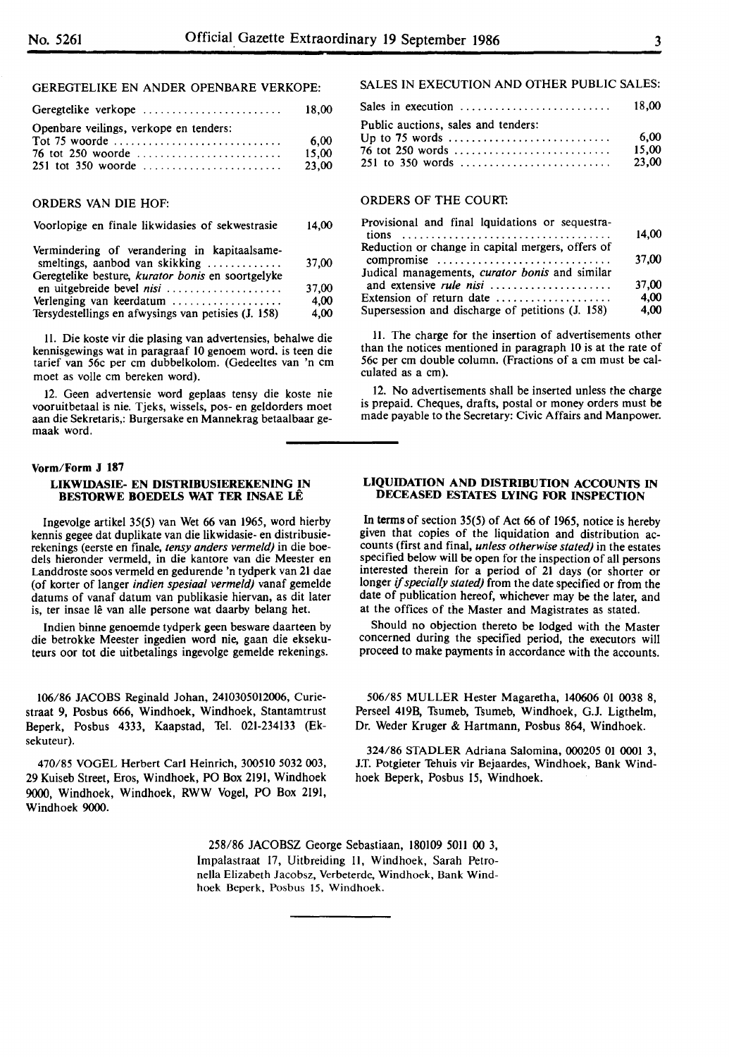GEREGTELIKE EN ANDER OPENBARE VERKOPE:

| | |
|---|---|
| Geregtelike verkope | 18,00 |
| Openbare veilings, verkope en tenders: | |
| Tot 75 woorde | 6,00 |
| 76 tot 250 woorde | 15,00 |
| 251 tot 350 woorde | 23,00 |

ORDERS VAN DIE HOF:

| | |
|---|---|
| Voorlopige en finale likwidasies of sekwestrasie | 14,00 |
| Vermindering of verandering in kapitaalsamesmeltings, aanbod van skikking | 37,00 |
| Geregtelike besture, *kurator bonis* en soortgelyke en uitgebreide bevel *nisi* | 37,00 |
| Verlenging van keerdatum | 4,00 |
| Tersydestellings en afwysings van petisies (J. 158) | 4,00 |

11. Die koste vir die plasing van advertensies, behalwe die kennisgewings wat in paragraaf 10 genoem word, is teen die tarief van 56c per cm dubbelkolom. (Gedeeltes van 'n cm moet as volle cm bereken word).

12. Geen advertensie word geplaas tensy die koste nie vooruitbetaal is nie. Tjeks, wissels, pos- en geldorders moet aan die Sekretaris,: Burgersake en Mannekrag betaalbaar gemaak word.

SALES IN EXECUTION AND OTHER PUBLIC SALES:

| | |
|---|---|
| Sales in execution | 18,00 |
| Public auctions, sales and tenders: | |
| Up to 75 words | 6,00 |
| 76 tot 250 words | 15,00 |
| 251 to 350 words | 23,00 |

ORDERS OF THE COURT:

| | |
|---|---|
| Provisional and final lquidations or sequestrations | 14,00 |
| Reduction or change in capital mergers, offers of compromise | 37,00 |
| Judical managements, *curator bonis* and similar and extensive *rule nisi* | 37,00 |
| Extension of return date | 4,00 |
| Supersession and discharge of petitions (J. 158) | 4,00 |

11. The charge for the insertion of advertisements other than the notices mentioned in paragraph 10 is at the rate of 56c per cm double column. (Fractions of a cm must be calculated as a cm).

12. No advertisements shall be inserted unless the charge is prepaid. Cheques, drafts, postal or money orders must be made payable to the Secretary: Civic Affairs and Manpower.

**Vorm/Form J 187**

### LIKWIDASIE- EN DISTRIBUSIEREKENING IN BESTORWE BOEDELS WAT TER INSAE LÊ

Ingevolge artikel 35(5) van Wet 66 van 1965, word hierby kennis gegee dat duplikate van die likwidasie- en distribusierekenings (eerste en finale, *tensy anders vermeld)* in die boedels hieronder vermeld, in die kantore van die Meester en Landdroste soos vermeld en gedurende 'n tydperk van 21 dae (of korter of langer *indien spesiaal vermeld)* vanaf gemelde datums of vanaf datum van publikasie hiervan, as dit later is, ter insae lê van alle persone wat daarby belang het.

Indien binne genoemde tydperk geen besware daarteen by die betrokke Meester ingedien word nie, gaan die eksekuteurs oor tot die uitbetalings ingevolge gemelde rekenings.

### LIQUIDATION AND DISTRIBUTION ACCOUNTS IN DECEASED ESTATES LYING FOR INSPECTION

In terms of section 35(5) of Act 66 of 1965, notice is hereby given that copies of the liquidation and distribution accounts (first and final, *unless otherwise stated)* in the estates specified below will be open for the inspection of all persons interested therein for a period of 21 days (or shorter or longer *if specially stated)* from the date specified or from the date of publication hereof, whichever may be the later, and at the offices of the Master and Magistrates as stated.

Should no objection thereto be lodged with the Master concerned during the specified period, the executors will proceed to make payments in accordance with the accounts.

106/86 JACOBS Reginald Johan, 2410305012006, Curiestraat 9, Posbus 666, Windhoek, Windhoek, Stantamtrust Beperk, Posbus 4333, Kaapstad, Tel. 021-234133 (Eksekuteur).

470/85 VOGEL Herbert Carl Heinrich, 300510 5032 003, 29 Kuiseb Street, Eros, Windhoek, PO Box 2191, Windhoek 9000, Windhoek, Windhoek, RWW Vogel, PO Box 2191, Windhoek 9000.

506/85 MULLER Hester Magaretha, 140606 01 0038 8, Perseel 419B, Tsumeb, Tsumeb, Windhoek, G.J. Ligthelm, Dr. Weder Kruger & Hartmann, Posbus 864, Windhoek.

324/86 STADLER Adriana Salomina, 000205 01 0001 3, J.T. Potgieter Tehuis vir Bejaardes, Windhoek, Bank Windhoek Beperk, Posbus 15, Windhoek.

258/86 JACOBSZ George Sebastiaan, 180109 5011 00 3, Impalastraat 17, Uitbreiding 11, Windhoek, Sarah Petronella Elizabeth Jacobsz, Verbeterde, Windhoek, Bank Windhoek Beperk, Posbus 15, Windhoek.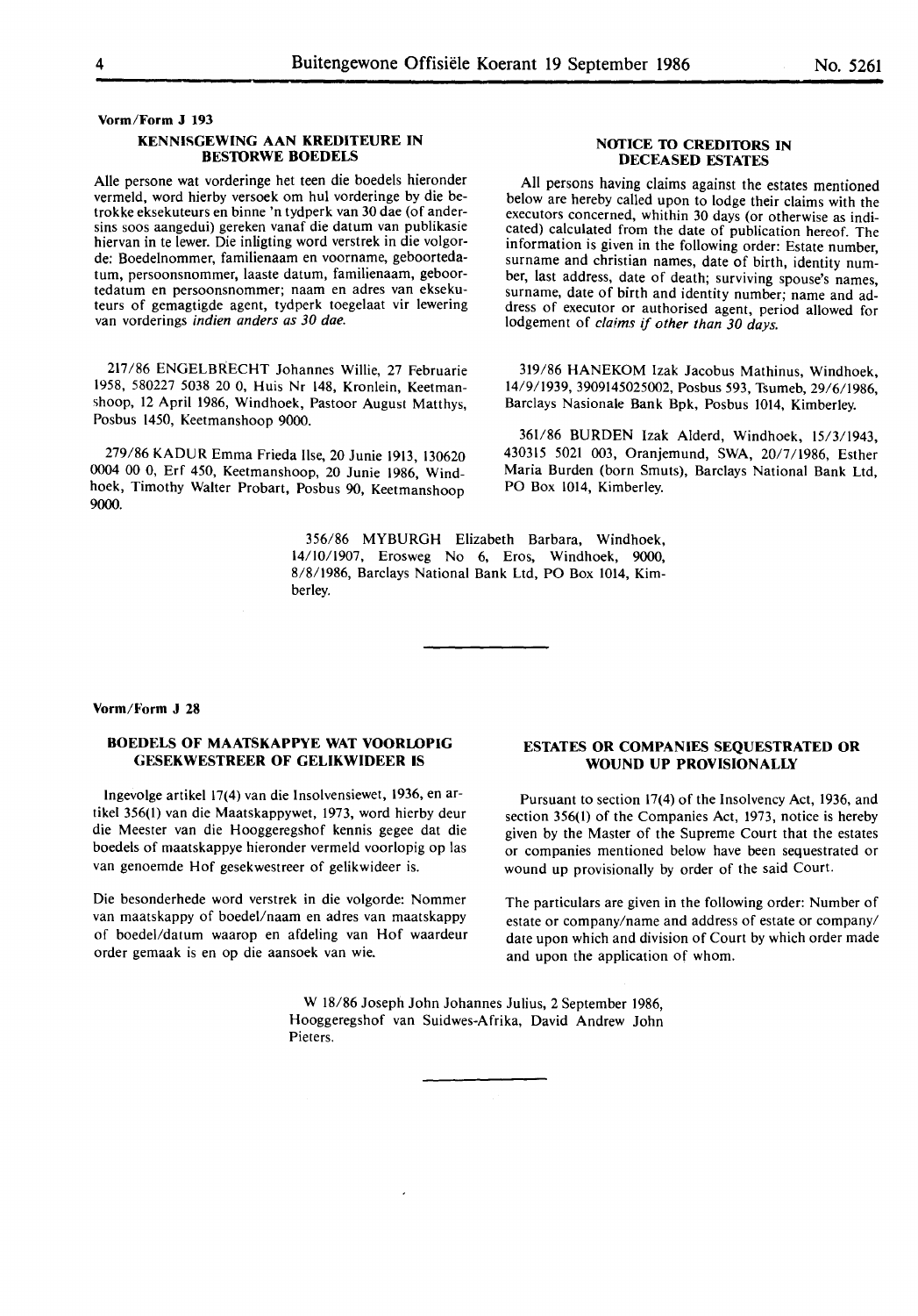**Vorm/Form J 193**

## KENNISGEWING AAN KREDITEURE IN BESTORWE BOEDELS

Alle persone wat vorderinge het teen die boedels hieronder vermeld, word hierby versoek om hul vorderinge by die betrokke eksekuteurs en binne 'n tydperk van 30 dae (of andersins soos aangedui) gereken vanaf die datum van publikasie hiervan in te lewer. Die inligting word verstrek in die volgorde: Boedelnommer, familienaam en voorname, geboortedatum, persoonsnommer, laaste datum, familienaam, geboortedatum en persoonsnommer; naam en adres van eksekuteurs of gemagtigde agent, tydperk toegelaat vir lewering van vorderings *indien anders as 30 dae.*

217/86 ENGELBRECHT Johannes Willie, 27 Februarie 1958, 580227 5038 20 0, Huis Nr 148, Kronlein, Keetmanshoop, 12 April 1986, Windhoek, Pastoor August Matthys, Posbus 1450, Keetmanshoop 9000.

279/86 KADUR Emma Frieda Ilse, 20 Junie 1913, 130620 0004 00 0, Erf 450, Keetmanshoop, 20 Junie 1986, Windhoek, Timothy Walter Probart, Posbus 90, Keetmanshoop 9000.

## NOTICE TO CREDITORS IN DECEASED ESTATES

All persons having claims against the estates mentioned below are hereby called upon to lodge their claims with the executors concerned, whithin 30 days (or otherwise as indicated) calculated from the date of publication hereof. The information is given in the following order: Estate number, surname and christian names, date of birth, identity number, last address, date of death; surviving spouse's names, surname, date of birth and identity number; name and address of executor or authorised agent, period allowed for lodgement of *claims if other than 30 days.*

319/86 HANEKOM Izak Jacobus Mathinus, Windhoek, 14/9/1939, 3909145025002, Posbus 593, Tsumeb, 29/6/1986, Barclays Nasionale Bank Bpk, Posbus 1014, Kimberley.

361/86 BURDEN Izak Alderd, Windhoek, 15/3/1943, 430315 5021 003, Oranjemund, SWA, 20/7/1986, Esther Maria Burden (born Smuts), Barclays National Bank Ltd, PO Box 1014, Kimberley.

356/86 MYBURGH Elizabeth Barbara, Windhoek, 14/10/1907, Erosweg No 6, Eros, Windhoek, 9000, 8/8/1986, Barclays National Bank Ltd, PO Box 1014, Kimberley.

---

**Vorm/Form J 28**

## BOEDELS OF MAATSKAPPYE WAT VOORLOPIG GESEKWESTREER OF GELIKWIDEER IS

Ingevolge artikel 17(4) van die Insolvensiewet, 1936, en artikel 356(1) van die Maatskappywet, 1973, word hierby deur die Meester van die Hooggeregshof kennis gegee dat die boedels of maatskappye hieronder vermeld voorlopig op las van genoemde Hof gesekwestreer of gelikwideer is.

Die besonderhede word verstrek in die volgorde: Nommer van maatskappy of boedel/naam en adres van maatskappy of boedel/datum waarop en afdeling van Hof waardeur order gemaak is en op die aansoek van wie.

## ESTATES OR COMPANIES SEQUESTRATED OR WOUND UP PROVISIONALLY

Pursuant to section 17(4) of the Insolvency Act, 1936, and section 356(1) of the Companies Act, 1973, notice is hereby given by the Master of the Supreme Court that the estates or companies mentioned below have been sequestrated or wound up provisionally by order of the said Court.

The particulars are given in the following order: Number of estate or company/name and address of estate or company/date upon which and division of Court by which order made and upon the application of whom.

W 18/86 Joseph John Johannes Julius, 2 September 1986, Hooggeregshof van Suidwes-Afrika, David Andrew John Pieters.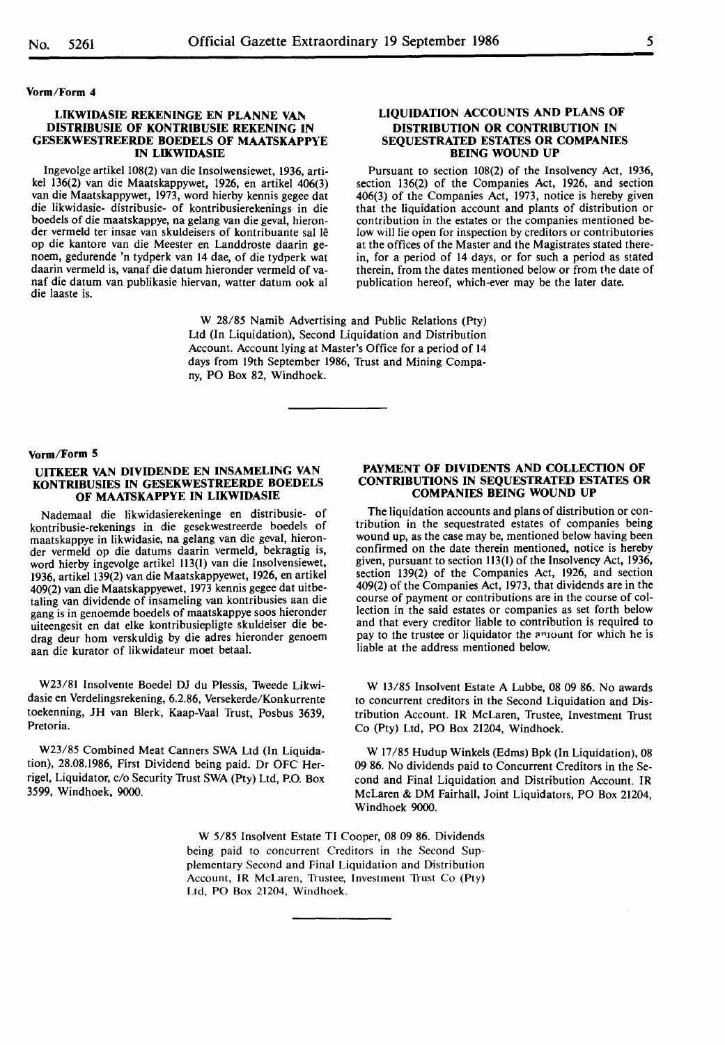Vorm/Form 4

## LIKWIDASIE REKENINGE EN PLANNE VAN DISTRIBUSIE OF KONTRIBUSIE REKENING IN GESEKWESTREERDE BOEDELS OF MAATSKAPPYE IN LIKWIDASIE

Ingevolge artikel 108(2) van die Insolwensiewet, 1936, artikel 136(2) van die Maatskappywet, 1926, en artikel 406(3) van die Maatskappywet, 1973, word hierby kennis gegee dat die likwidasie- distribusie- of kontribusierekenings in die boedels of die maatskappye, na gelang van die geval, hieronder vermeld ter insae van skuldeisers of kontribuante sal lê op die kantore van die Meester en Landdroste daarin genoem, gedurende 'n tydperk van 14 dae, of die tydperk wat daarin vermeld is, vanaf die datum hieronder vermeld of vanaf die datum van publikasie hiervan, watter datum ook al die laaste is.

## LIQUIDATION ACCOUNTS AND PLANS OF DISTRIBUTION OR CONTRIBUTION IN SEQUESTRATED ESTATES OR COMPANIES BEING WOUND UP

Pursuant to section 108(2) of the Insolvency Act, 1936, section 136(2) of the Companies Act, 1926, and section 406(3) of the Companies Act, 1973, notice is hereby given that the liquidation account and plants of distribution or contribution in the estates or the companies mentioned below will lie open for inspection by creditors or contributories at the offices of the Master and the Magistrates stated therein, for a period of 14 days, or for such a period as stated therein, from the dates mentioned below or from the date of publication hereof, which-ever may be the later date.

W 28/85 Namib Advertising and Public Relations (Pty) Ltd (In Liquidation), Second Liquidation and Distribution Account. Account lying at Master's Office for a period of 14 days from 19th September 1986, Trust and Mining Company, PO Box 82, Windhoek.

---

Vorm/Form 5

## UITKEER VAN DIVIDENDE EN INSAMELING VAN KONTRIBUSIES IN GESEKWESTREERDE BOEDELS OF MAATSKAPPYE IN LIKWIDASIE

Nademaal die likwidasierekeninge en distribusie- of kontribusie-rekenings in die gesekwestreerde boedels of maatskappye in likwidasie, na gelang van die geval, hieronder vermeld op die datums daarin vermeld, bekragtig is, word hierby ingevolge artikel 113(1) van die Insolvensiewet, 1936, artikel 139(2) van die Maatskappyewet, 1926, en artikel 409(2) van die Maatskappyewet, 1973 kennis gegee dat uitbetaling van dividende of insameling van kontribusies aan die gang is in genoemde boedels of maatskappye soos hieronder uiteengesit en dat elke kontribusiepligte skuldeiser die bedrag deur hom verskuldig by die adres hieronder genoem aan die kurator of likwidateur moet betaal.

## PAYMENT OF DIVIDENTS AND COLLECTION OF CONTRIBUTIONS IN SEQUESTRATED ESTATES OR COMPANIES BEING WOUND UP

The liquidation accounts and plans of distribution or contribution in the sequestrated estates of companies being wound up, as the case may be, mentioned below having been confirmed on the date therein mentioned, notice is hereby given, pursuant to section 113(1) of the Insolvency Act, 1936, section 139(2) of the Companies Act, 1926, and section 409(2) of the Companies Act, 1973, that dividends are in the course of payment or contributions are in the course of collection in the said estates or companies as set forth below and that every creditor liable to contribution is required to pay to the trustee or liquidator the amount for which he is liable at the address mentioned below.

W23/81 Insolvente Boedel DJ du Plessis, Tweede Likwidasie en Verdelingsrekening, 6.2.86, Versekerde/Konkurrente toekenning, JH van Blerk, Kaap-Vaal Trust, Posbus 3639, Pretoria.

W23/85 Combined Meat Canners SWA Ltd (In Liquidation), 28.08.1986, First Dividend being paid. Dr OFC Herrigel, Liquidator, c/o Security Trust SWA (Pty) Ltd, P.O. Box 3599, Windhoek, 9000.

W 13/85 Insolvent Estate A Lubbe, 08 09 86. No awards to concurrent creditors in the Second Liquidation and Distribution Account. IR McLaren, Trustee, Investment Trust Co (Pty) Ltd, PO Box 21204, Windhoek.

W 17/85 Hudup Winkels (Edms) Bpk (In Liquidation), 08 09 86. No dividends paid to Concurrent Creditors in the Second and Final Liquidation and Distribution Account. IR McLaren & DM Fairhall, Joint Liquidators, PO Box 21204, Windhoek 9000.

W 5/85 Insolvent Estate TI Cooper, 08 09 86. Dividends being paid to concurrent Creditors in the Second Supplementary Second and Final Liquidation and Distribution Account, IR McLaren, Trustee, Investment Trust Co (Pty) Ltd, PO Box 21204, Windhoek.

---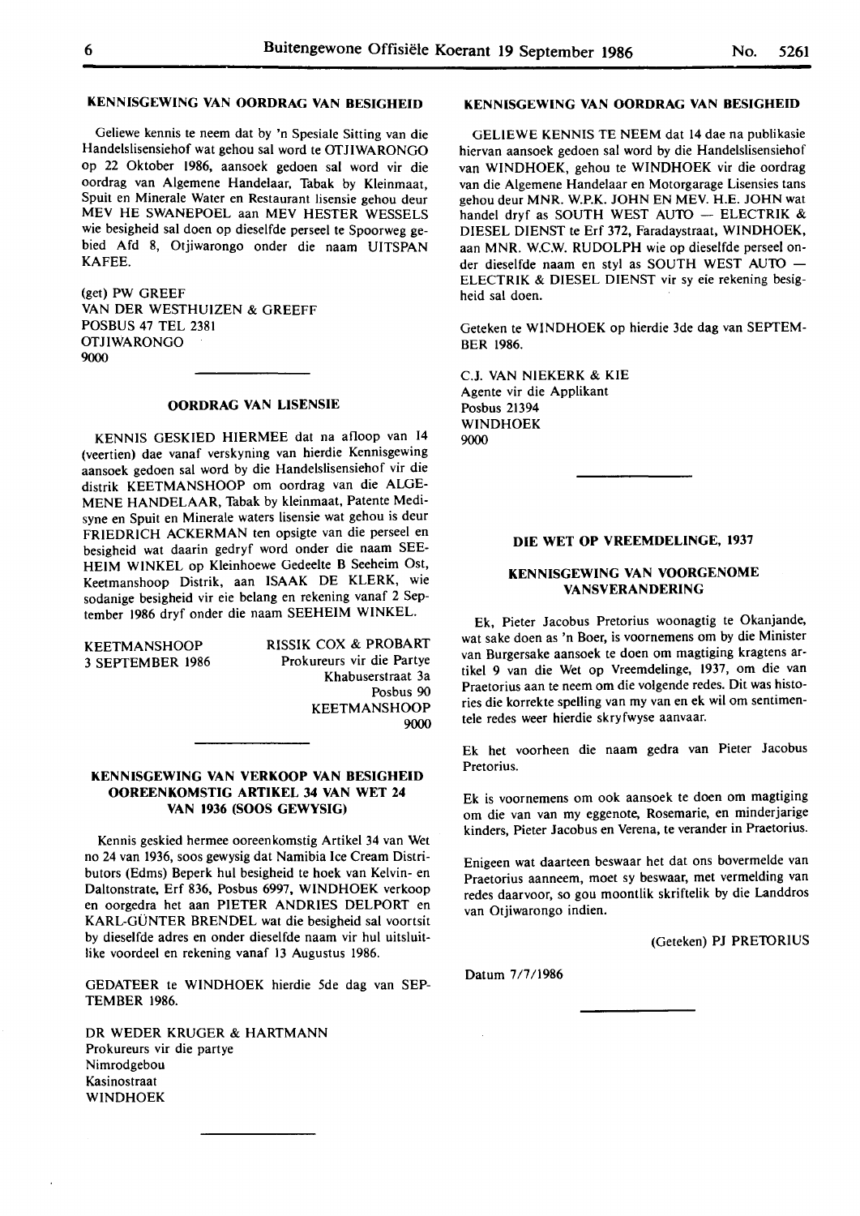### KENNISGEWING VAN OORDRAG VAN BESIGHEID

Geliewe kennis te neem dat by 'n Spesiale Sitting van die Handelslisensiehof wat gehou sal word te OTJIWARONGO op 22 Oktober 1986, aansoek gedoen sal word vir die oordrag van Algemene Handelaar, Tabak by Kleinmaat, Spuit en Minerale Water en Restaurant lisensie gehou deur MEV HE SWANEPOEL aan MEV HESTER WESSELS wie besigheid sal doen op dieselfde perseel te Spoorweg gebied Afd 8, Otjiwarongo onder die naam UITSPAN KAFEE.

(get) PW GREEF
VAN DER WESTHUIZEN & GREEFF
POSBUS 47 TEL 2381
OTJIWARONGO
9000

---

### OORDRAG VAN LISENSIE

KENNIS GESKIED HIERMEE dat na afloop van 14 (veertien) dae vanaf verskyning van hierdie Kennisgewing aansoek gedoen sal word by die Handelslisensiehof vir die distrik KEETMANSHOOP om oordrag van die ALGEMENE HANDELAAR, Tabak by kleinmaat, Patente Medisyne en Spuit en Minerale waters lisensie wat gehou is deur FRIEDRICH ACKERMAN ten opsigte van die perseel en besigheid wat daarin gedryf word onder die naam SEEHEIM WINKEL op Kleinhoewe Gedeelte B Seeheim Ost, Keetmanshoop Distrik, aan ISAAK DE KLERK, wie sodanige besigheid vir eie belang en rekening vanaf 2 September 1986 dryf onder die naam SEEHEIM WINKEL.

KEETMANSHOOP
3 SEPTEMBER 1986

RISSIK COX & PROBART
Prokureurs vir die Partye
Khabuserstraat 3a
Posbus 90
KEETMANSHOOP
9000

---

### KENNISGEWING VAN VERKOOP VAN BESIGHEID OOREENKOMSTIG ARTIKEL 34 VAN WET 24 VAN 1936 (SOOS GEWYSIG)

Kennis geskied hermee ooreenkomstig Artikel 34 van Wet no 24 van 1936, soos gewysig dat Namibia Ice Cream Distributors (Edms) Beperk hul besigheid te hoek van Kelvin- en Daltonstrate, Erf 836, Posbus 6997, WINDHOEK verkoop en oorgedra het aan PIETER ANDRIES DELPORT en KARL-GÜNTER BRENDEL wat die besigheid sal voortsit by dieselfde adres en onder dieselfde naam vir hul uitsluitlike voordeel en rekening vanaf 13 Augustus 1986.

GEDATEER te WINDHOEK hierdie 5de dag van SEPTEMBER 1986.

DR WEDER KRUGER & HARTMANN
Prokureurs vir die partye
Nimrodgebou
Kasinostraat
WINDHOEK

---

### KENNISGEWING VAN OORDRAG VAN BESIGHEID

GELIEWE KENNIS TE NEEM dat 14 dae na publikasie hiervan aansoek gedoen sal word by die Handelslisensiehof van WINDHOEK, gehou te WINDHOEK vir die oordrag van die Algemene Handelaar en Motorgarage Lisensies tans gehou deur MNR. W.P.K. JOHN EN MEV. H.E. JOHN wat handel dryf as SOUTH WEST AUTO — ELECTRIK & DIESEL DIENST te Erf 372, Faradaystraat, WINDHOEK, aan MNR. W.C.W. RUDOLPH wie op dieselfde perseel onder dieselfde naam en styl as SOUTH WEST AUTO — ELECTRIK & DIESEL DIENST vir sy eie rekening besigheid sal doen.

Geteken te WINDHOEK op hierdie 3de dag van SEPTEMBER 1986.

C.J. VAN NIEKERK & KIE
Agente vir die Applikant
Posbus 21394
WINDHOEK
9000

---

### DIE WET OP VREEMDELINGE, 1937

### KENNISGEWING VAN VOORGENOME VANSVERANDERING

Ek, Pieter Jacobus Pretorius woonagtig te Okanjande, wat sake doen as 'n Boer, is voornemens om by die Minister van Burgersake aansoek te doen om magtiging kragtens artikel 9 van die Wet op Vreemdelinge, 1937, om die van Praetorius aan te neem om die volgende redes. Dit was histories die korrekte spelling van my van en ek wil om sentimentele redes weer hierdie skryfwyse aanvaar.

Ek het voorheen die naam gedra van Pieter Jacobus Pretorius.

Ek is voornemens om ook aansoek te doen om magtiging om die van van my eggenote, Rosemarie, en minderjarige kinders, Pieter Jacobus en Verena, te verander in Praetorius.

Enigeen wat daarteen beswaar het dat ons bovermelde van Praetorius aanneem, moet sy beswaar, met vermelding van redes daarvoor, so gou moontlik skriftelik by die Landdros van Otjiwarongo indien.

(Geteken) PJ PRETORIUS

Datum 7/7/1986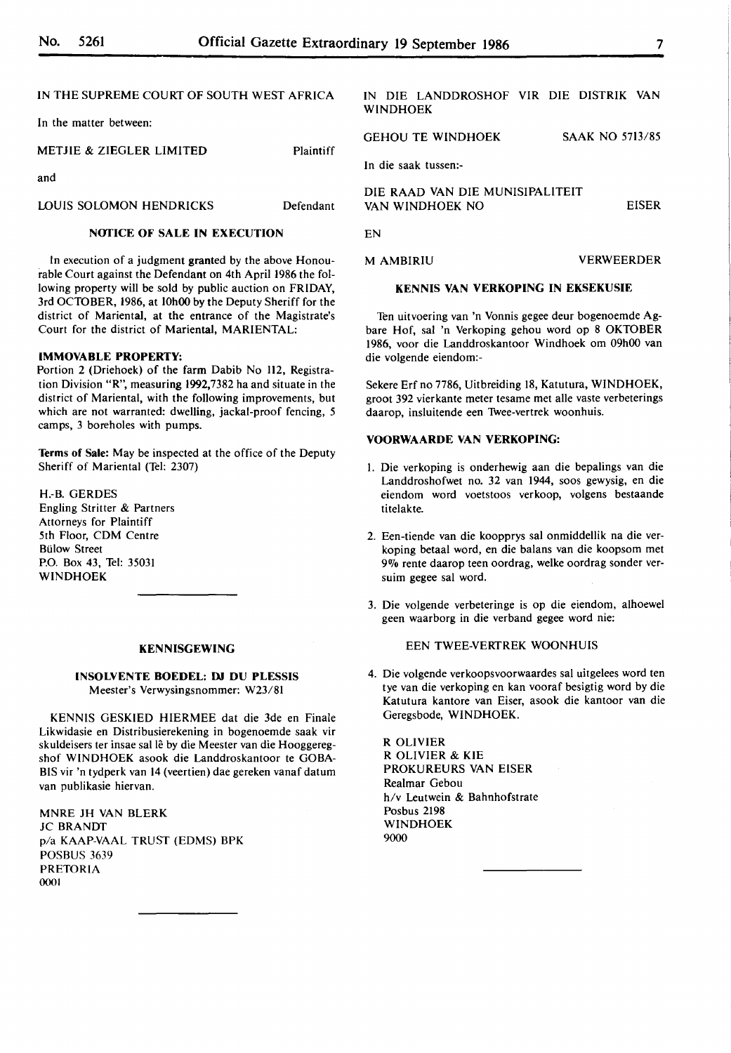IN THE SUPREME COURT OF SOUTH WEST AFRICA

In the matter between:

METJIE & ZIEGLER LIMITED — Plaintiff

and

LOUIS SOLOMON HENDRICKS — Defendant

**NOTICE OF SALE IN EXECUTION**

In execution of a judgment granted by the above Honourable Court against the Defendant on 4th April 1986 the following property will be sold by public auction on FRIDAY, 3rd OCTOBER, 1986, at 10h00 by the Deputy Sheriff for the district of Mariental, at the entrance of the Magistrate's Court for the district of Mariental, MARIENTAL:

**IMMOVABLE PROPERTY:**
Portion 2 (Driehoek) of the farm Dabib No 112, Registration Division "R", measuring 1992,7382 ha and situate in the district of Mariental, with the following improvements, but which are not warranted: dwelling, jackal-proof fencing, 5 camps, 3 boreholes with pumps.

**Terms of Sale:** May be inspected at the office of the Deputy Sheriff of Mariental (Tel: 2307)

H.-B. GERDES
Engling Stritter & Partners
Attorneys for Plaintiff
5th Floor, CDM Centre
Bülow Street
P.O. Box 43, Tel: 35031
WINDHOEK

---

**KENNISGEWING**

**INSOLVENTE BOEDEL: DJ DU PLESSIS**
Meester's Verwysingsnommer: W23/81

KENNIS GESKIED HIERMEE dat die 3de en Finale Likwidasie en Distribusierekening in bogenoemde saak vir skuldeisers ter insae sal lê by die Meester van die Hooggeregshof WINDHOEK asook die Landdroskantoor te GOBABIS vir 'n tydperk van 14 (veertien) dae gereken vanaf datum van publikasie hiervan.

MNRE JH VAN BLERK
JC BRANDT
p/a KAAP-VAAL TRUST (EDMS) BPK
POSBUS 3639
PRETORIA
0001

---

IN DIE LANDDROSHOF VIR DIE DISTRIK VAN WINDHOEK

GEHOU TE WINDHOEK — SAAK NO 5713/85

In die saak tussen:-

DIE RAAD VAN DIE MUNISIPALITEIT VAN WINDHOEK NO — EISER

EN

M AMBIRIU — VERWEERDER

**KENNIS VAN VERKOPING IN EKSEKUSIE**

Ten uitvoering van 'n Vonnis gegee deur bogenoemde Agbare Hof, sal 'n Verkoping gehou word op 8 OKTOBER 1986, voor die Landdroskantoor Windhoek om 09h00 van die volgende eiendom:-

Sekere Erf no 7786, Uitbreiding 18, Katutura, WINDHOEK, groot 392 vierkante meter tesame met alle vaste verbeterings daarop, insluitende een Twee-vertrek woonhuis.

**VOORWAARDE VAN VERKOPING:**

1. Die verkoping is onderhewig aan die bepalings van die Landdroshofwet no. 32 van 1944, soos gewysig, en die eiendom word voetstoots verkoop, volgens bestaande titelakte.

2. Een-tiende van die koopprys sal onmiddellik na die verkoping betaal word, en die balans van die koopsom met 9% rente daarop teen oordrag, welke oordrag sonder versuim gegee sal word.

3. Die volgende verbeteringe is op die eiendom, alhoewel geen waarborg in die verband gegee word nie:

   EEN TWEE-VERTREK WOONHUIS

4. Die volgende verkoopsvoorwaardes sal uitgelees word ten tye van die verkoping en kan vooraf besigtig word by die Katutura kantore van Eiser, asook die kantoor van die Geregsbode, WINDHOEK.

R OLIVIER
R OLIVIER & KIE
PROKUREURS VAN EISER
Realmar Gebou
h/v Leutwein & Bahnhofstrate
Posbus 2198
WINDHOEK
9000